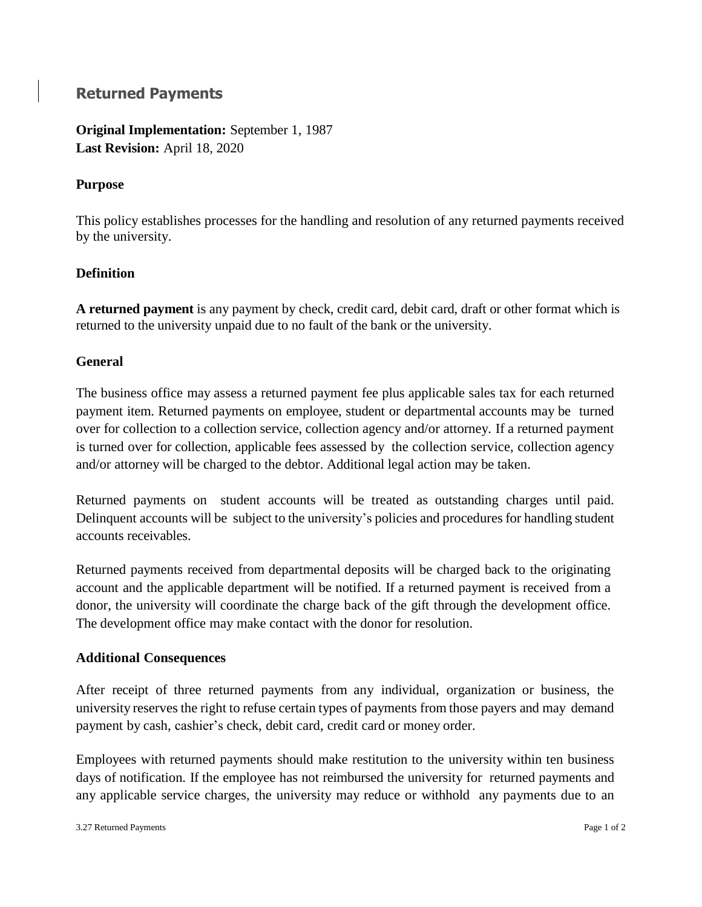# Returned Payments

**Original Implementation:** September 1, 1987
**Last Revision:** April 18, 2020

## Purpose

This policy establishes processes for the handling and resolution of any returned payments received by the university.

## Definition

**A returned payment** is any payment by check, credit card, debit card, draft or other format which is returned to the university unpaid due to no fault of the bank or the university.

## General

The business office may assess a returned payment fee plus applicable sales tax for each returned payment item. Returned payments on employee, student or departmental accounts may be turned over for collection to a collection service, collection agency and/or attorney. If a returned payment is turned over for collection, applicable fees assessed by the collection service, collection agency and/or attorney will be charged to the debtor. Additional legal action may be taken.

Returned payments on student accounts will be treated as outstanding charges until paid. Delinquent accounts will be subject to the university's policies and procedures for handling student accounts receivables.

Returned payments received from departmental deposits will be charged back to the originating account and the applicable department will be notified. If a returned payment is received from a donor, the university will coordinate the charge back of the gift through the development office. The development office may make contact with the donor for resolution.

## Additional Consequences

After receipt of three returned payments from any individual, organization or business, the university reserves the right to refuse certain types of payments from those payers and may demand payment by cash, cashier's check, debit card, credit card or money order.

Employees with returned payments should make restitution to the university within ten business days of notification. If the employee has not reimbursed the university for returned payments and any applicable service charges, the university may reduce or withhold any payments due to an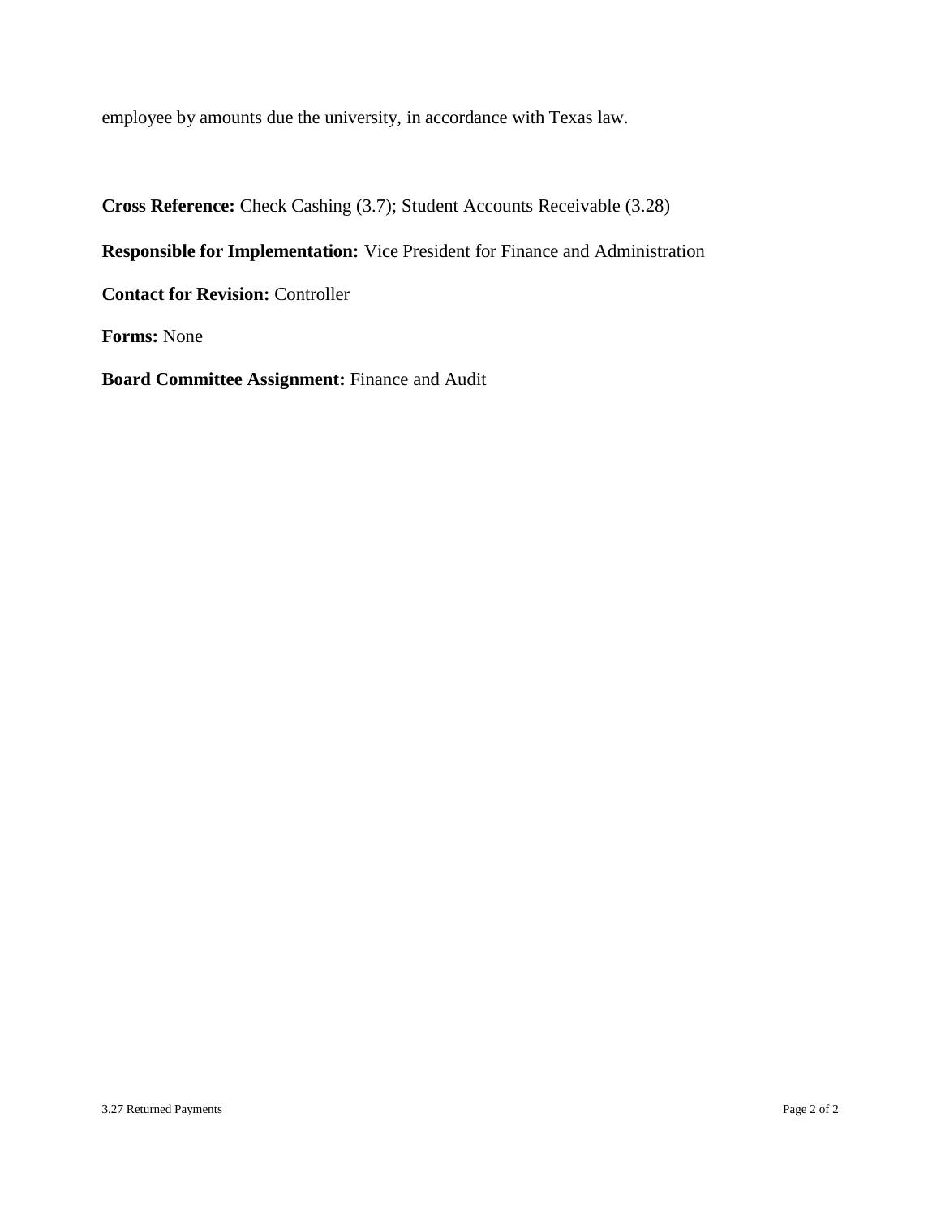employee by amounts due the university, in accordance with Texas law.

**Cross Reference:** Check Cashing (3.7); Student Accounts Receivable (3.28)

**Responsible for Implementation:** Vice President for Finance and Administration

**Contact for Revision:** Controller

**Forms:** None

**Board Committee Assignment:** Finance and Audit